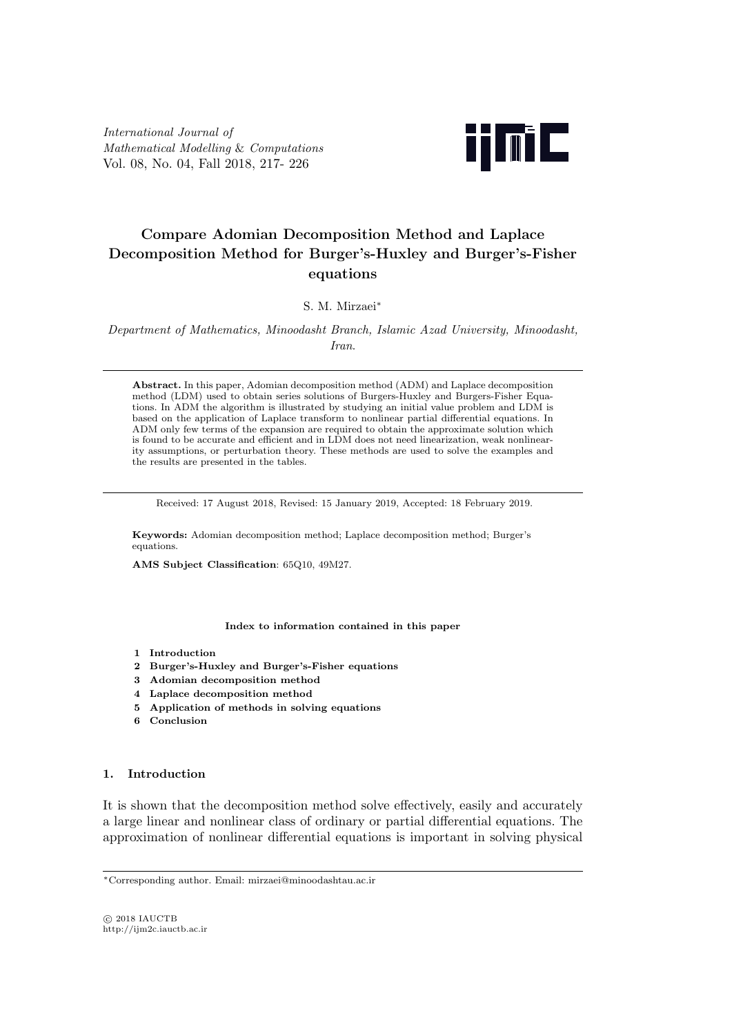# Compare Adomian Decomposition Method and Laplace Decomposition Method for Burger's-Huxley and Burger's-Fisher equations

S. M. Mirzaei*

*Department of Mathematics, Minoodasht Branch, Islamic Azad University, Minoodasht, Iran.*

---

**Abstract.** In this paper, Adomian decomposition method (ADM) and Laplace decomposition method (LDM) used to obtain series solutions of Burgers-Huxley and Burgers-Fisher Equations. In ADM the algorithm is illustrated by studying an initial value problem and LDM is based on the application of Laplace transform to nonlinear partial differential equations. In ADM only few terms of the expansion are required to obtain the approximate solution which is found to be accurate and efficient and in LDM does not need linearization, weak nonlinearity assumptions, or perturbation theory. These methods are used to solve the examples and the results are presented in the tables.

---

Received: 17 August 2018, Revised: 15 January 2019, Accepted: 18 February 2019.

**Keywords:** Adomian decomposition method; Laplace decomposition method; Burger's equations.

**AMS Subject Classification**: 65Q10, 49M27.

**Index to information contained in this paper**

1. **Introduction**
2. **Burger's-Huxley and Burger's-Fisher equations**
3. **Adomian decomposition method**
4. **Laplace decomposition method**
5. **Application of methods in solving equations**
6. **Conclusion**

## 1. Introduction

It is shown that the decomposition method solve effectively, easily and accurately a large linear and nonlinear class of ordinary or partial differential equations. The approximation of nonlinear differential equations is important in solving physical

---

*Corresponding author. Email: mirzaei@minoodashtau.ac.ir

© 2018 IAUCTB
http://ijm2c.iauctb.ac.ir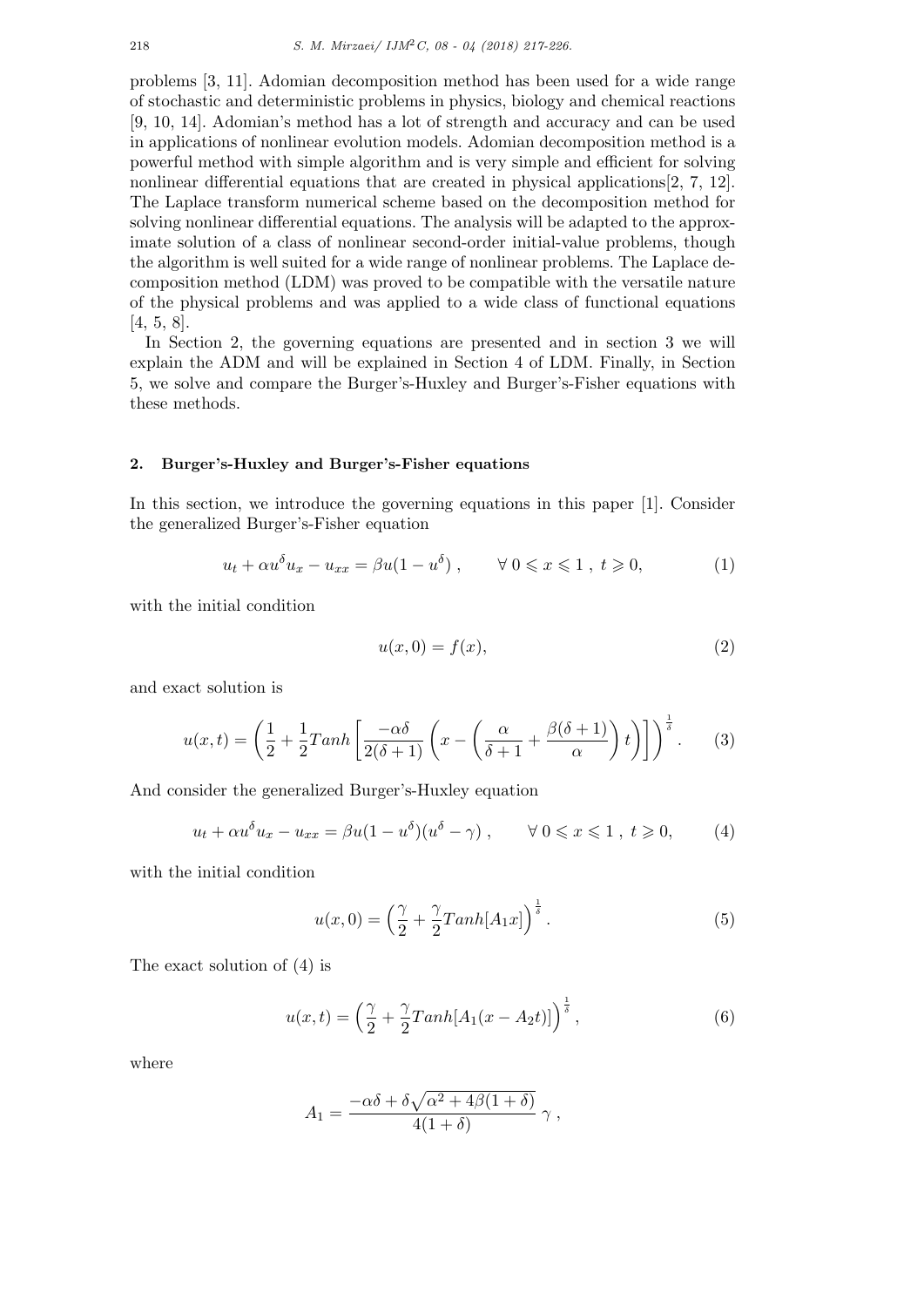problems [3, 11]. Adomian decomposition method has been used for a wide range of stochastic and deterministic problems in physics, biology and chemical reactions [9, 10, 14]. Adomian's method has a lot of strength and accuracy and can be used in applications of nonlinear evolution models. Adomian decomposition method is a powerful method with simple algorithm and is very simple and efficient for solving nonlinear differential equations that are created in physical applications[2, 7, 12]. The Laplace transform numerical scheme based on the decomposition method for solving nonlinear differential equations. The analysis will be adapted to the approximate solution of a class of nonlinear second-order initial-value problems, though the algorithm is well suited for a wide range of nonlinear problems. The Laplace decomposition method (LDM) was proved to be compatible with the versatile nature of the physical problems and was applied to a wide class of functional equations [4, 5, 8].

In Section 2, the governing equations are presented and in section 3 we will explain the ADM and will be explained in Section 4 of LDM. Finally, in Section 5, we solve and compare the Burger's-Huxley and Burger's-Fisher equations with these methods.

## 2. Burger's-Huxley and Burger's-Fisher equations

In this section, we introduce the governing equations in this paper [1]. Consider the generalized Burger's-Fisher equation

$$u_t + \alpha u^{\delta} u_x - u_{xx} = \beta u(1 - u^{\delta}) \ , \qquad \forall \ 0 \leqslant x \leqslant 1 \ , \ t \geqslant 0, \tag{1}$$

with the initial condition

$$u(x, 0) = f(x), \tag{2}$$

and exact solution is

$$u(x,t) = \left( \frac{1}{2} + \frac{1}{2} Tanh\left[ \frac{-\alpha\delta}{2(\delta+1)} \left( x - \left( \frac{\alpha}{\delta+1} + \frac{\beta(\delta+1)}{\alpha} \right) t \right) \right] \right)^{\frac{1}{\delta}}. \tag{3}$$

And consider the generalized Burger's-Huxley equation

$$u_t + \alpha u^{\delta} u_x - u_{xx} = \beta u(1 - u^{\delta})(u^{\delta} - \gamma) \ , \qquad \forall \ 0 \leqslant x \leqslant 1 \ , \ t \geqslant 0, \tag{4}$$

with the initial condition

$$u(x, 0) = \left( \frac{\gamma}{2} + \frac{\gamma}{2} Tanh[A_1 x] \right)^{\frac{1}{\delta}}. \tag{5}$$

The exact solution of (4) is

$$u(x,t) = \left( \frac{\gamma}{2} + \frac{\gamma}{2} Tanh[A_1(x - A_2 t)] \right)^{\frac{1}{\delta}}, \tag{6}$$

where

$$A_1 = \frac{-\alpha\delta + \delta\sqrt{\alpha^2 + 4\beta(1+\delta)}}{4(1+\delta)} \ \gamma \ ,$$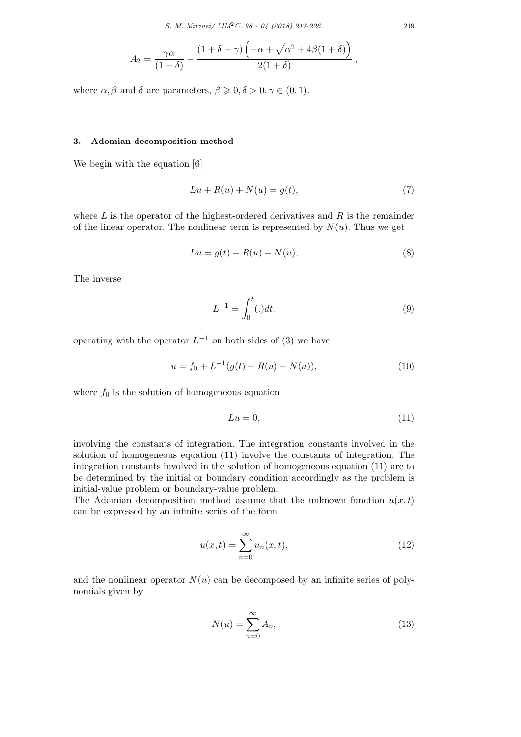$$A_2 = \frac{\gamma\alpha}{(1+\delta)} - \frac{(1+\delta-\gamma)\left(-\alpha+\sqrt{\alpha^2+4\beta(1+\delta)}\right)}{2(1+\delta)},$$

where $\alpha, \beta$ and $\delta$ are parameters, $\beta \geqslant 0, \delta > 0, \gamma \in (0, 1)$.

### 3. Adomian decomposition method

We begin with the equation [6]

$$Lu + R(u) + N(u) = g(t), \tag{7}$$

where $L$ is the operator of the highest-ordered derivatives and $R$ is the remainder of the linear operator. The nonlinear term is represented by $N(u)$. Thus we get

$$Lu = g(t) - R(u) - N(u), \tag{8}$$

The inverse

$$L^{-1} = \int_0^t (.)dt, \tag{9}$$

operating with the operator $L^{-1}$ on both sides of (3) we have

$$u = f_0 + L^{-1}(g(t) - R(u) - N(u)), \tag{10}$$

where $f_0$ is the solution of homogeneous equation

$$Lu = 0, \tag{11}$$

involving the constants of integration. The integration constants involved in the solution of homogeneous equation (11) involve the constants of integration. The integration constants involved in the solution of homogeneous equation (11) are to be determined by the initial or boundary condition accordingly as the problem is initial-value problem or boundary-value problem.

The Adomian decomposition method assume that the unknown function $u(x,t)$ can be expressed by an infinite series of the form

$$u(x,t) = \sum_{n=0}^{\infty} u_n(x,t), \tag{12}$$

and the nonlinear operator $N(u)$ can be decomposed by an infinite series of polynomials given by

$$N(u) = \sum_{n=0}^{\infty} A_n, \tag{13}$$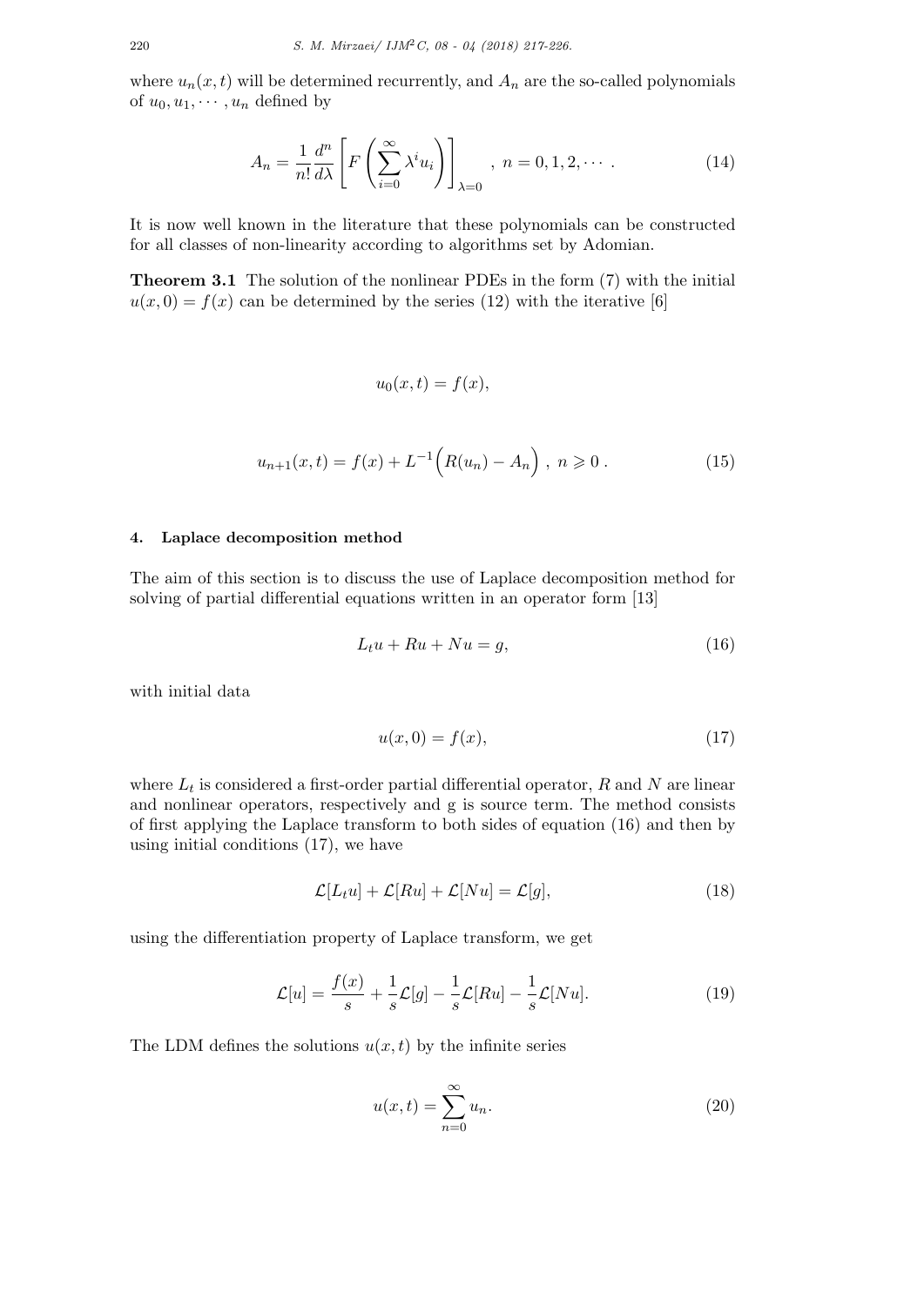where $u_n(x,t)$ will be determined recurrently, and $A_n$ are the so-called polynomials of $u_0, u_1, \cdots, u_n$ defined by

$$A_n = \frac{1}{n!}\frac{d^n}{d\lambda}\left[F\left(\sum_{i=0}^{\infty}\lambda^i u_i\right)\right]_{\lambda=0}, \; n = 0,1,2,\cdots. \tag{14}$$

It is now well known in the literature that these polynomials can be constructed for all classes of non-linearity according to algorithms set by Adomian.

**Theorem 3.1** The solution of the nonlinear PDEs in the form (7) with the initial $u(x,0) = f(x)$ can be determined by the series (12) with the iterative [6]

$$u_0(x,t) = f(x),$$

$$u_{n+1}(x,t) = f(x) + L^{-1}\Big(R(u_n) - A_n\Big), \; n \geqslant 0. \tag{15}$$

## 4. Laplace decomposition method

The aim of this section is to discuss the use of Laplace decomposition method for solving of partial differential equations written in an operator form [13]

$$L_t u + Ru + Nu = g, \tag{16}$$

with initial data

$$u(x,0) = f(x), \tag{17}$$

where $L_t$ is considered a first-order partial differential operator, $R$ and $N$ are linear and nonlinear operators, respectively and g is source term. The method consists of first applying the Laplace transform to both sides of equation (16) and then by using initial conditions (17), we have

$$\mathcal{L}[L_t u] + \mathcal{L}[Ru] + \mathcal{L}[Nu] = \mathcal{L}[g], \tag{18}$$

using the differentiation property of Laplace transform, we get

$$\mathcal{L}[u] = \frac{f(x)}{s} + \frac{1}{s}\mathcal{L}[g] - \frac{1}{s}\mathcal{L}[Ru] - \frac{1}{s}\mathcal{L}[Nu]. \tag{19}$$

The LDM defines the solutions $u(x,t)$ by the infinite series

$$u(x,t) = \sum_{n=0}^{\infty} u_n. \tag{20}$$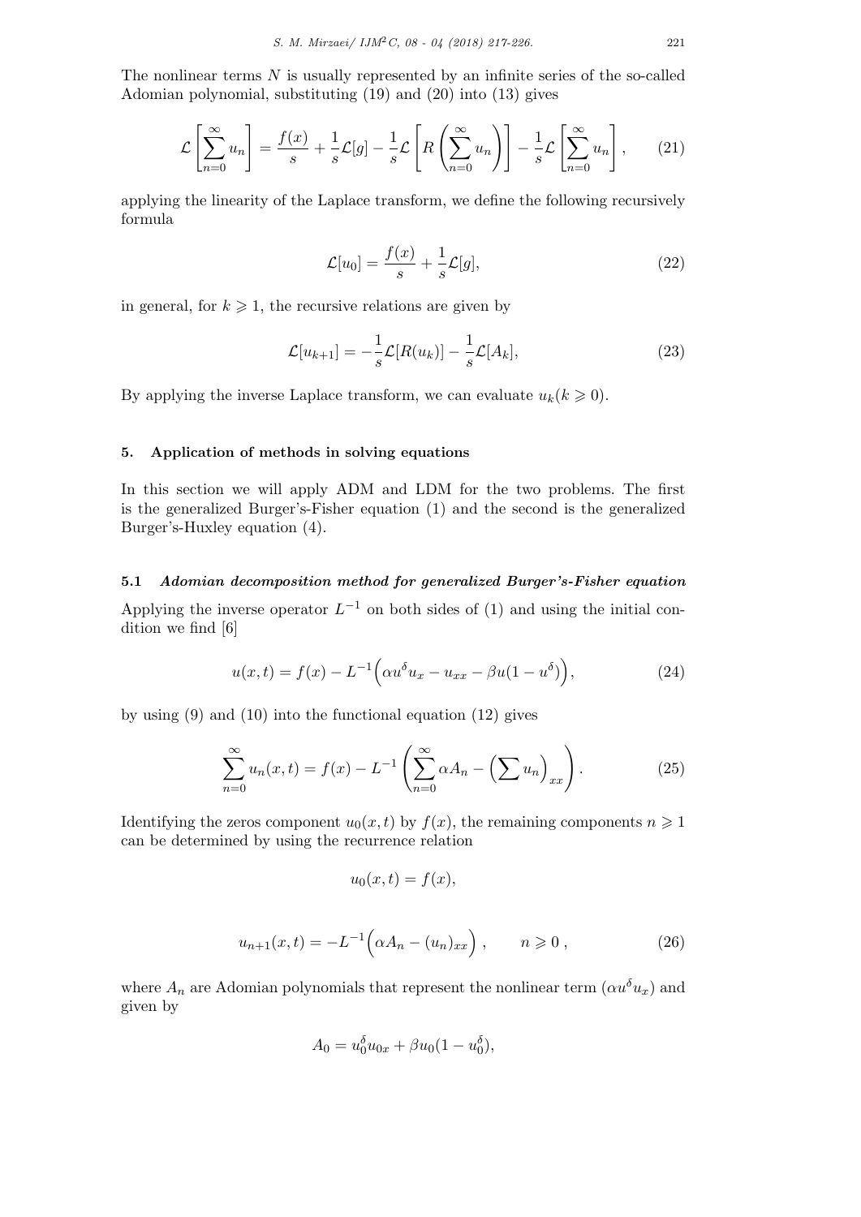The nonlinear terms $N$ is usually represented by an infinite series of the so-called Adomian polynomial, substituting (19) and (20) into (13) gives

$$\mathcal{L}\left[\sum_{n=0}^{\infty} u_n\right] = \frac{f(x)}{s} + \frac{1}{s}\mathcal{L}[g] - \frac{1}{s}\mathcal{L}\left[R\left(\sum_{n=0}^{\infty} u_n\right)\right] - \frac{1}{s}\mathcal{L}\left[\sum_{n=0}^{\infty} u_n\right], \tag{21}$$

applying the linearity of the Laplace transform, we define the following recursively formula

$$\mathcal{L}[u_0] = \frac{f(x)}{s} + \frac{1}{s}\mathcal{L}[g], \tag{22}$$

in general, for $k \geqslant 1$, the recursive relations are given by

$$\mathcal{L}[u_{k+1}] = -\frac{1}{s}\mathcal{L}[R(u_k)] - \frac{1}{s}\mathcal{L}[A_k], \tag{23}$$

By applying the inverse Laplace transform, we can evaluate $u_k (k \geqslant 0)$.

## 5. Application of methods in solving equations

In this section we will apply ADM and LDM for the two problems. The first is the generalized Burger's-Fisher equation (1) and the second is the generalized Burger's-Huxley equation (4).

### 5.1 *Adomian decomposition method for generalized Burger's-Fisher equation*

Applying the inverse operator $L^{-1}$ on both sides of (1) and using the initial condition we find [6]

$$u(x,t) = f(x) - L^{-1}\Big(\alpha u^{\delta} u_x - u_{xx} - \beta u(1 - u^{\delta})\Big), \tag{24}$$

by using (9) and (10) into the functional equation (12) gives

$$\sum_{n=0}^{\infty} u_n(x,t) = f(x) - L^{-1}\left(\sum_{n=0}^{\infty} \alpha A_n - \Big(\sum u_n\Big)_{xx}\right). \tag{25}$$

Identifying the zeros component $u_0(x,t)$ by $f(x)$, the remaining components $n \geqslant 1$ can be determined by using the recurrence relation

$$u_0(x,t) = f(x),$$

$$u_{n+1}(x,t) = -L^{-1}\Big(\alpha A_n - (u_n)_{xx}\Big), \qquad n \geqslant 0, \tag{26}$$

where $A_n$ are Adomian polynomials that represent the nonlinear term $(\alpha u^{\delta} u_x)$ and given by

$$A_0 = u_0^{\delta} u_{0x} + \beta u_0(1 - u_0^{\delta}),$$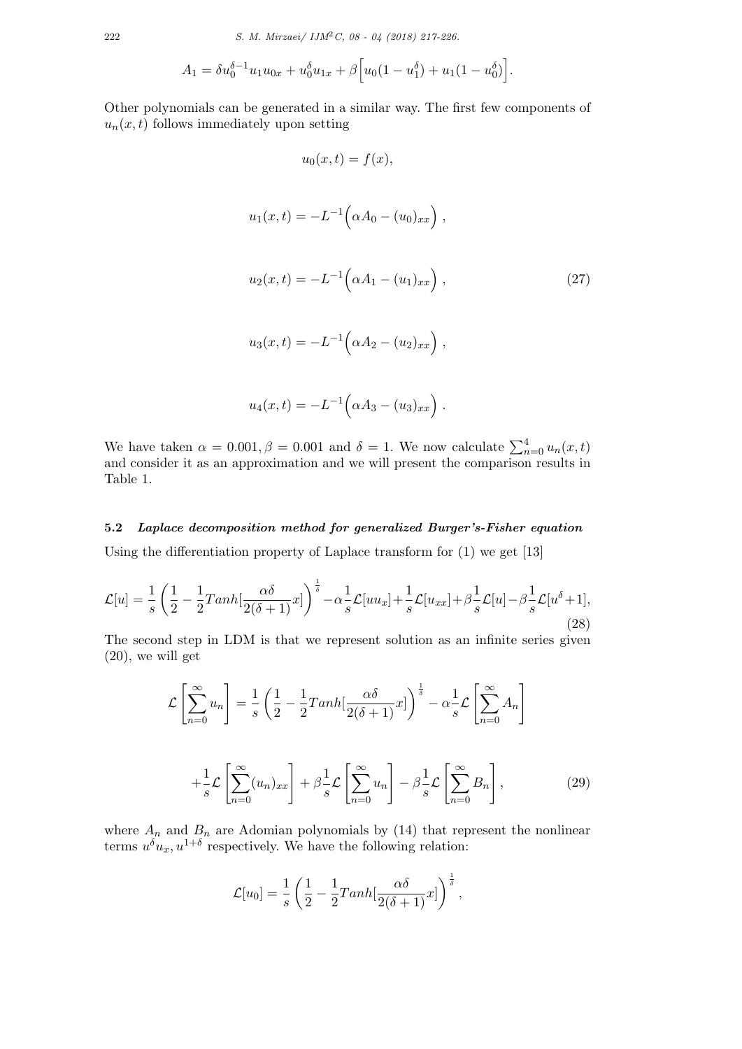$$A_1 = \delta u_0^{\delta-1} u_1 u_{0x} + u_0^{\delta} u_{1x} + \beta\Big[u_0(1-u_1^{\delta}) + u_1(1-u_0^{\delta})\Big].$$

Other polynomials can be generated in a similar way. The first few components of $u_n(x,t)$ follows immediately upon setting

$$u_0(x,t) = f(x),$$

$$u_1(x,t) = -L^{-1}\Big(\alpha A_0 - (u_0)_{xx}\Big)\,,$$

$$u_2(x,t) = -L^{-1}\Big(\alpha A_1 - (u_1)_{xx}\Big)\,, \tag{27}$$

$$u_3(x,t) = -L^{-1}\Big(\alpha A_2 - (u_2)_{xx}\Big)\,,$$

$$u_4(x,t) = -L^{-1}\Big(\alpha A_3 - (u_3)_{xx}\Big)\,.$$

We have taken $\alpha = 0.001, \beta = 0.001$ and $\delta = 1$. We now calculate $\sum_{n=0}^{4} u_n(x,t)$ and consider it as an approximation and we will present the comparison results in Table 1.

### 5.2 *Laplace decomposition method for generalized Burger's-Fisher equation*

Using the differentiation property of Laplace transform for (1) we get [13]

$$\mathcal{L}[u] = \frac{1}{s}\left(\frac{1}{2} - \frac{1}{2}Tanh[\frac{\alpha\delta}{2(\delta+1)}x]\right)^{\frac{1}{\delta}} - \alpha\frac{1}{s}\mathcal{L}[uu_x] + \frac{1}{s}\mathcal{L}[u_{xx}] + \beta\frac{1}{s}\mathcal{L}[u] - \beta\frac{1}{s}\mathcal{L}[u^{\delta}+1], \tag{28}$$

The second step in LDM is that we represent solution as an infinite series given (20), we will get

$$\mathcal{L}\left[\sum_{n=0}^{\infty} u_n\right] = \frac{1}{s}\left(\frac{1}{2} - \frac{1}{2}Tanh[\frac{\alpha\delta}{2(\delta+1)}x]\right)^{\frac{1}{\delta}} - \alpha\frac{1}{s}\mathcal{L}\left[\sum_{n=0}^{\infty} A_n\right]$$

$$+\frac{1}{s}\mathcal{L}\left[\sum_{n=0}^{\infty}(u_n)_{xx}\right] + \beta\frac{1}{s}\mathcal{L}\left[\sum_{n=0}^{\infty} u_n\right] - \beta\frac{1}{s}\mathcal{L}\left[\sum_{n=0}^{\infty} B_n\right], \tag{29}$$

where $A_n$ and $B_n$ are Adomian polynomials by (14) that represent the nonlinear terms $u^{\delta}u_x, u^{1+\delta}$ respectively. We have the following relation:

$$\mathcal{L}[u_0] = \frac{1}{s}\left(\frac{1}{2} - \frac{1}{2}Tanh[\frac{\alpha\delta}{2(\delta+1)}x]\right)^{\frac{1}{\delta}},$$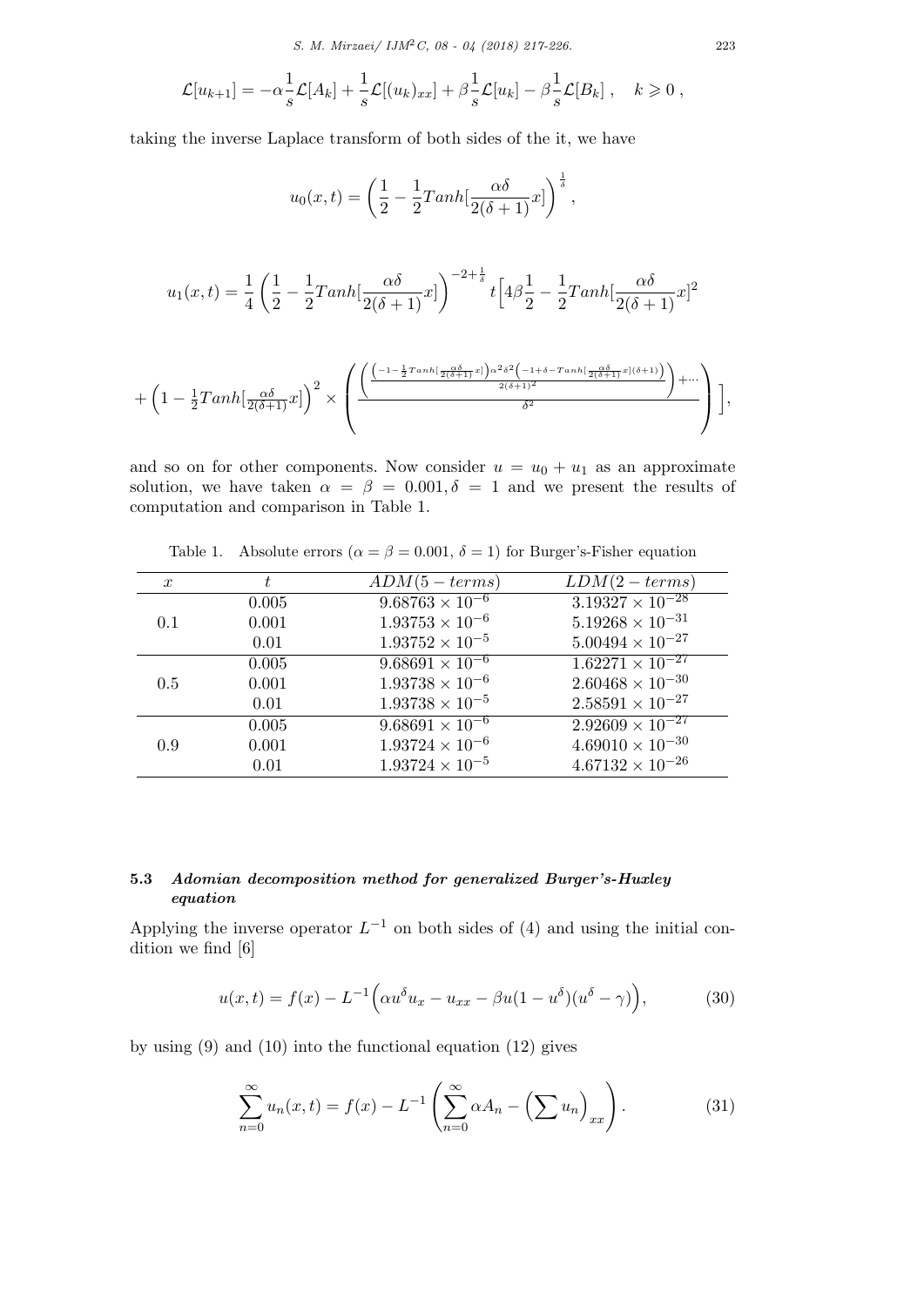$$\mathcal{L}[u_{k+1}] = -\alpha\frac{1}{s}\mathcal{L}[A_k] + \frac{1}{s}\mathcal{L}[(u_k)_{xx}] + \beta\frac{1}{s}\mathcal{L}[u_k] - \beta\frac{1}{s}\mathcal{L}[B_k]\,, \quad k \geqslant 0\,,$$

taking the inverse Laplace transform of both sides of the it, we have

$$u_0(x,t) = \left(\frac{1}{2} - \frac{1}{2}Tanh[\frac{\alpha\delta}{2(\delta+1)}x]\right)^{\frac{1}{\delta}},$$

$$u_1(x,t) = \frac{1}{4}\left(\frac{1}{2} - \frac{1}{2}Tanh[\frac{\alpha\delta}{2(\delta+1)}x]\right)^{-2+\frac{1}{\delta}} t\Big[4\beta\frac{1}{2} - \frac{1}{2}Tanh[\frac{\alpha\delta}{2(\delta+1)}x]^2$$

$$+\left(1 - \frac{1}{2}Tanh[\frac{\alpha\delta}{2(\delta+1)}x]\right)^2 \times \left(\frac{\left(\frac{\left(-1-\frac{1}{2}Tanh[\frac{\alpha\delta}{2(\delta+1)}x]\right)\alpha^2\delta^2\left(-1+\delta-Tanh[\frac{\alpha\delta}{2(\delta+1)}x](\delta+1)\right)}{2(\delta+1)^2}\right)+\cdots}{\delta^2}\right)\Big],$$

and so on for other components. Now consider $u = u_0 + u_1$ as an approximate solution, we have taken $\alpha = \beta = 0.001, \delta = 1$ and we present the results of computation and comparison in Table 1.

Table 1. Absolute errors ($\alpha = \beta = 0.001$, $\delta = 1$) for Burger's-Fisher equation

| $x$ | $t$ | $ADM(5-terms)$ | $LDM(2-terms)$ |
|---|---|---|---|
| | 0.005 | $9.68763 \times 10^{-6}$ | $3.19327 \times 10^{-28}$ |
| 0.1 | 0.001 | $1.93753 \times 10^{-6}$ | $5.19268 \times 10^{-31}$ |
| | 0.01 | $1.93752 \times 10^{-5}$ | $5.00494 \times 10^{-27}$ |
| | 0.005 | $9.68691 \times 10^{-6}$ | $1.62271 \times 10^{-27}$ |
| 0.5 | 0.001 | $1.93738 \times 10^{-6}$ | $2.60468 \times 10^{-30}$ |
| | 0.01 | $1.93738 \times 10^{-5}$ | $2.58591 \times 10^{-27}$ |
| | 0.005 | $9.68691 \times 10^{-6}$ | $2.92609 \times 10^{-27}$ |
| 0.9 | 0.001 | $1.93724 \times 10^{-6}$ | $4.69010 \times 10^{-30}$ |
| | 0.01 | $1.93724 \times 10^{-5}$ | $4.67132 \times 10^{-26}$ |

### 5.3 *Adomian decomposition method for generalized Burger's-Huxley equation*

Applying the inverse operator $L^{-1}$ on both sides of (4) and using the initial condition we find [6]

$$u(x,t) = f(x) - L^{-1}\Big(\alpha u^{\delta}u_x - u_{xx} - \beta u(1-u^{\delta})(u^{\delta} - \gamma)\Big), \tag{30}$$

by using (9) and (10) into the functional equation (12) gives

$$\sum_{n=0}^{\infty} u_n(x,t) = f(x) - L^{-1}\left(\sum_{n=0}^{\infty}\alpha A_n - \Big(\sum u_n\Big)_{xx}\right). \tag{31}$$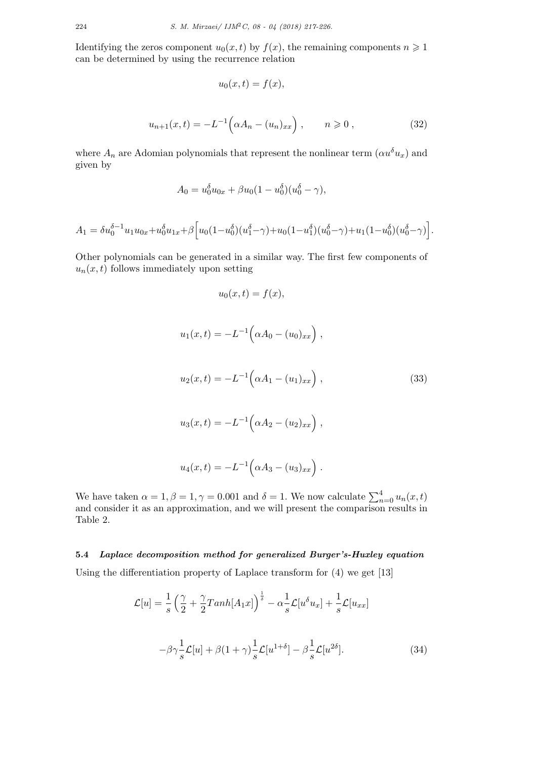Identifying the zeros component $u_0(x,t)$ by $f(x)$, the remaining components $n \geqslant 1$ can be determined by using the recurrence relation

$$u_0(x,t) = f(x),$$

$$u_{n+1}(x,t) = -L^{-1}\Big(\alpha A_n - (u_n)_{xx}\Big)\,, \qquad n \geqslant 0\,, \tag{32}$$

where $A_n$ are Adomian polynomials that represent the nonlinear term $(\alpha u^\delta u_x)$ and given by

$$A_0 = u_0^\delta u_{0x} + \beta u_0(1-u_0^\delta)(u_0^\delta - \gamma),$$

$$A_1 = \delta u_0^{\delta-1} u_1 u_{0x} + u_0^\delta u_{1x} + \beta\Big[u_0(1-u_0^\delta)(u_1^\delta - \gamma) + u_0(1-u_1^\delta)(u_0^\delta - \gamma) + u_1(1-u_0^\delta)(u_0^\delta - \gamma)\Big].$$

Other polynomials can be generated in a similar way. The first few components of $u_n(x,t)$ follows immediately upon setting

$$u_0(x,t) = f(x),$$

$$u_1(x,t) = -L^{-1}\Big(\alpha A_0 - (u_0)_{xx}\Big)\,,$$

$$u_2(x,t) = -L^{-1}\Big(\alpha A_1 - (u_1)_{xx}\Big)\,, \tag{33}$$

$$u_3(x,t) = -L^{-1}\Big(\alpha A_2 - (u_2)_{xx}\Big)\,,$$

$$u_4(x,t) = -L^{-1}\Big(\alpha A_3 - (u_3)_{xx}\Big)\,.$$

We have taken $\alpha = 1, \beta = 1, \gamma = 0.001$ and $\delta = 1$. We now calculate $\sum_{n=0}^{4} u_n(x,t)$ and consider it as an approximation, and we will present the comparison results in Table 2.

### 5.4 *Laplace decomposition method for generalized Burger's-Huxley equation*

Using the differentiation property of Laplace transform for (4) we get [13]

$$\mathcal{L}[u] = \frac{1}{s}\Big(\frac{\gamma}{2} + \frac{\gamma}{2}Tanh[A_1 x]\Big)^{\frac{1}{\delta}} - \alpha\frac{1}{s}\mathcal{L}[u^\delta u_x] + \frac{1}{s}\mathcal{L}[u_{xx}]$$

$$-\beta\gamma\frac{1}{s}\mathcal{L}[u] + \beta(1+\gamma)\frac{1}{s}\mathcal{L}[u^{1+\delta}] - \beta\frac{1}{s}\mathcal{L}[u^{2\delta}]. \tag{34}$$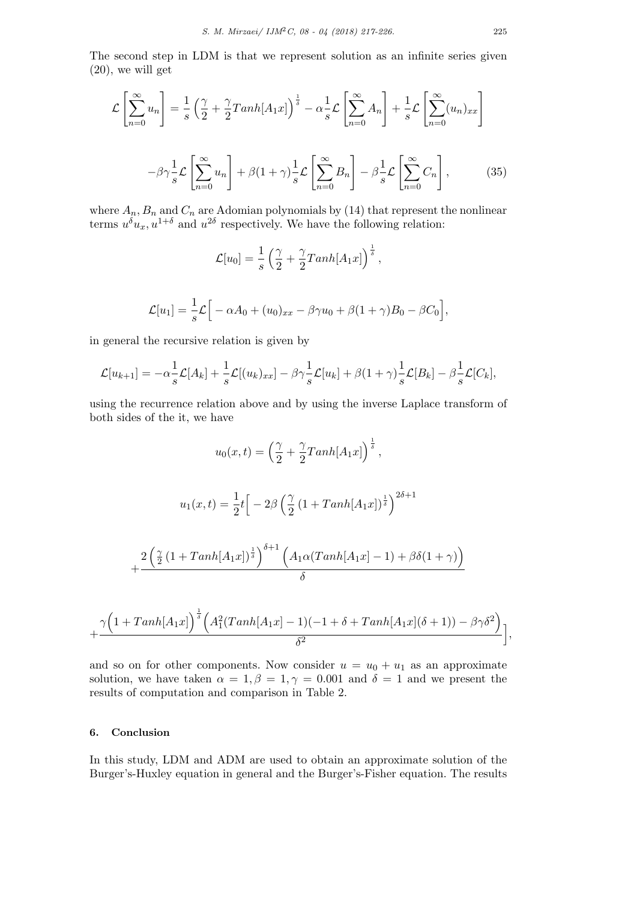The second step in LDM is that we represent solution as an infinite series given (20), we will get

$$\mathcal{L}\left[\sum_{n=0}^{\infty} u_n\right] = \frac{1}{s}\left(\frac{\gamma}{2} + \frac{\gamma}{2}Tanh[A_1 x]\right)^{\frac{1}{\delta}} - \alpha\frac{1}{s}\mathcal{L}\left[\sum_{n=0}^{\infty} A_n\right] + \frac{1}{s}\mathcal{L}\left[\sum_{n=0}^{\infty} (u_n)_{xx}\right]$$

$$-\beta\gamma\frac{1}{s}\mathcal{L}\left[\sum_{n=0}^{\infty} u_n\right] + \beta(1+\gamma)\frac{1}{s}\mathcal{L}\left[\sum_{n=0}^{\infty} B_n\right] - \beta\frac{1}{s}\mathcal{L}\left[\sum_{n=0}^{\infty} C_n\right], \qquad (35)$$

where $A_n, B_n$ and $C_n$ are Adomian polynomials by (14) that represent the nonlinear terms $u^{\delta}u_x, u^{1+\delta}$ and $u^{2\delta}$ respectively. We have the following relation:

$$\mathcal{L}[u_0] = \frac{1}{s}\left(\frac{\gamma}{2} + \frac{\gamma}{2}Tanh[A_1 x]\right)^{\frac{1}{\delta}},$$

$$\mathcal{L}[u_1] = \frac{1}{s}\mathcal{L}\Big[-\alpha A_0 + (u_0)_{xx} - \beta\gamma u_0 + \beta(1+\gamma)B_0 - \beta C_0\Big],$$

in general the recursive relation is given by

$$\mathcal{L}[u_{k+1}] = -\alpha\frac{1}{s}\mathcal{L}[A_k] + \frac{1}{s}\mathcal{L}[(u_k)_{xx}] - \beta\gamma\frac{1}{s}\mathcal{L}[u_k] + \beta(1+\gamma)\frac{1}{s}\mathcal{L}[B_k] - \beta\frac{1}{s}\mathcal{L}[C_k],$$

using the recurrence relation above and by using the inverse Laplace transform of both sides of the it, we have

$$u_0(x,t) = \left(\frac{\gamma}{2} + \frac{\gamma}{2}Tanh[A_1 x]\right)^{\frac{1}{\delta}},$$

$$u_1(x,t) = \frac{1}{2}t\Big[-2\beta\left(\frac{\gamma}{2}\left(1 + Tanh[A_1 x]\right)^{\frac{1}{\delta}}\right)^{2\delta+1}$$

$$+\frac{2\left(\frac{\gamma}{2}\left(1 + Tanh[A_1 x]\right)^{\frac{1}{\delta}}\right)^{\delta+1}\Big(A_1\alpha(Tanh[A_1 x] - 1) + \beta\delta(1+\gamma)\Big)}{\delta}$$

$$+\frac{\gamma\Big(1 + Tanh[A_1 x]\Big)^{\frac{1}{\delta}}\Big(A_1^2(Tanh[A_1 x] - 1)(-1 + \delta + Tanh[A_1 x](\delta+1)) - \beta\gamma\delta^2\Big)}{\delta^2}\Big],$$

and so on for other components. Now consider $u = u_0 + u_1$ as an approximate solution, we have taken $\alpha = 1, \beta = 1, \gamma = 0.001$ and $\delta = 1$ and we present the results of computation and comparison in Table 2.

## 6. Conclusion

In this study, LDM and ADM are used to obtain an approximate solution of the Burger's-Huxley equation in general and the Burger's-Fisher equation. The results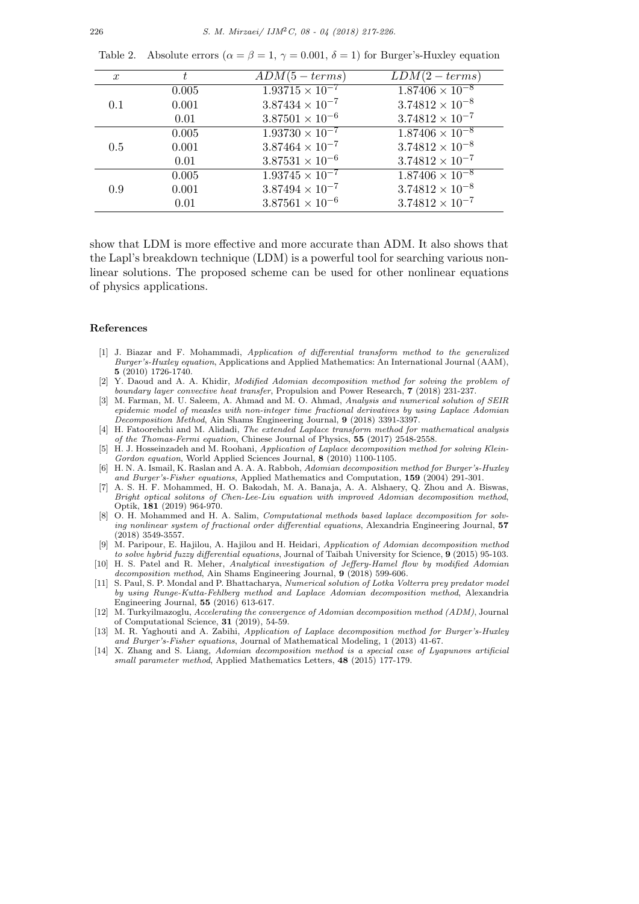Table 2. Absolute errors ($\alpha = \beta = 1$, $\gamma = 0.001$, $\delta = 1$) for Burger's-Huxley equation

| $x$ | $t$ | $ADM(5-terms)$ | $LDM(2-terms)$ |
|---|---|---|---|
| | 0.005 | $1.93715 \times 10^{-7}$ | $1.87406 \times 10^{-8}$ |
| 0.1 | 0.001 | $3.87434 \times 10^{-7}$ | $3.74812 \times 10^{-8}$ |
| | 0.01 | $3.87501 \times 10^{-6}$ | $3.74812 \times 10^{-7}$ |
| | 0.005 | $1.93730 \times 10^{-7}$ | $1.87406 \times 10^{-8}$ |
| 0.5 | 0.001 | $3.87464 \times 10^{-7}$ | $3.74812 \times 10^{-8}$ |
| | 0.01 | $3.87531 \times 10^{-6}$ | $3.74812 \times 10^{-7}$ |
| | 0.005 | $1.93745 \times 10^{-7}$ | $1.87406 \times 10^{-8}$ |
| 0.9 | 0.001 | $3.87494 \times 10^{-7}$ | $3.74812 \times 10^{-8}$ |
| | 0.01 | $3.87561 \times 10^{-6}$ | $3.74812 \times 10^{-7}$ |

show that LDM is more effective and more accurate than ADM. It also shows that the Lapl's breakdown technique (LDM) is a powerful tool for searching various nonlinear solutions. The proposed scheme can be used for other nonlinear equations of physics applications.

## References

[1] J. Biazar and F. Mohammadi, *Application of differential transform method to the generalized Burger's-Huxley equation*, Applications and Applied Mathematics: An International Journal (AAM), **5** (2010) 1726-1740.

[2] Y. Daoud and A. A. Khidir, *Modified Adomian decomposition method for solving the problem of boundary layer convective heat transfer*, Propulsion and Power Research, **7** (2018) 231-237.

[3] M. Farman, M. U. Saleem, A. Ahmad and M. O. Ahmad, *Analysis and numerical solution of SEIR epidemic model of measles with non-integer time fractional derivatives by using Laplace Adomian Decomposition Method*, Ain Shams Engineering Journal, **9** (2018) 3391-3397.

[4] H. Fatoorehchi and M. Alidadi, *The extended Laplace transform method for mathematical analysis of the Thomas-Fermi equation*, Chinese Journal of Physics, **55** (2017) 2548-2558.

[5] H. J. Hosseinzadeh and M. Roohani, *Application of Laplace decomposition method for solving Klein-Gordon equation*, World Applied Sciences Journal, **8** (2010) 1100-1105.

[6] H. N. A. Ismail, K. Raslan and A. A. A. Rabboh, *Adomian decomposition method for Burger's-Huxley and Burger's-Fisher equations*, Applied Mathematics and Computation, **159** (2004) 291-301.

[7] A. S. H. F. Mohammed, H. O. Bakodah, M. A. Banaja, A. A. Alshaery, Q. Zhou and A. Biswas, *Bright optical solitons of Chen-Lee-Liu equation with improved Adomian decomposition method*, Optik, **181** (2019) 964-970.

[8] O. H. Mohammed and H. A. Salim, *Computational methods based laplace decomposition for solving nonlinear system of fractional order differential equations*, Alexandria Engineering Journal, **57** (2018) 3549-3557.

[9] M. Paripour, E. Hajilou, A. Hajilou and H. Heidari, *Application of Adomian decomposition method to solve hybrid fuzzy differential equations*, Journal of Taibah University for Science, **9** (2015) 95-103.

[10] H. S. Patel and R. Meher, *Analytical investigation of Jeffery-Hamel flow by modified Adomian decomposition method*, Ain Shams Engineering Journal, **9** (2018) 599-606.

[11] S. Paul, S. P. Mondal and P. Bhattacharya, *Numerical solution of Lotka Volterra prey predator model by using Runge-Kutta-Fehlberg method and Laplace Adomian decomposition method*, Alexandria Engineering Journal, **55** (2016) 613-617.

[12] M. Turkyilmazoglu, *Accelerating the convergence of Adomian decomposition method (ADM)*, Journal of Computational Science, **31** (2019), 54-59.

[13] M. R. Yaghouti and A. Zabihi, *Application of Laplace decomposition method for Burger's-Huxley and Burger's-Fisher equations*, Journal of Mathematical Modeling, 1 (2013) 41-67.

[14] X. Zhang and S. Liang, *Adomian decomposition method is a special case of Lyapunovs artificial small parameter method*, Applied Mathematics Letters, **48** (2015) 177-179.